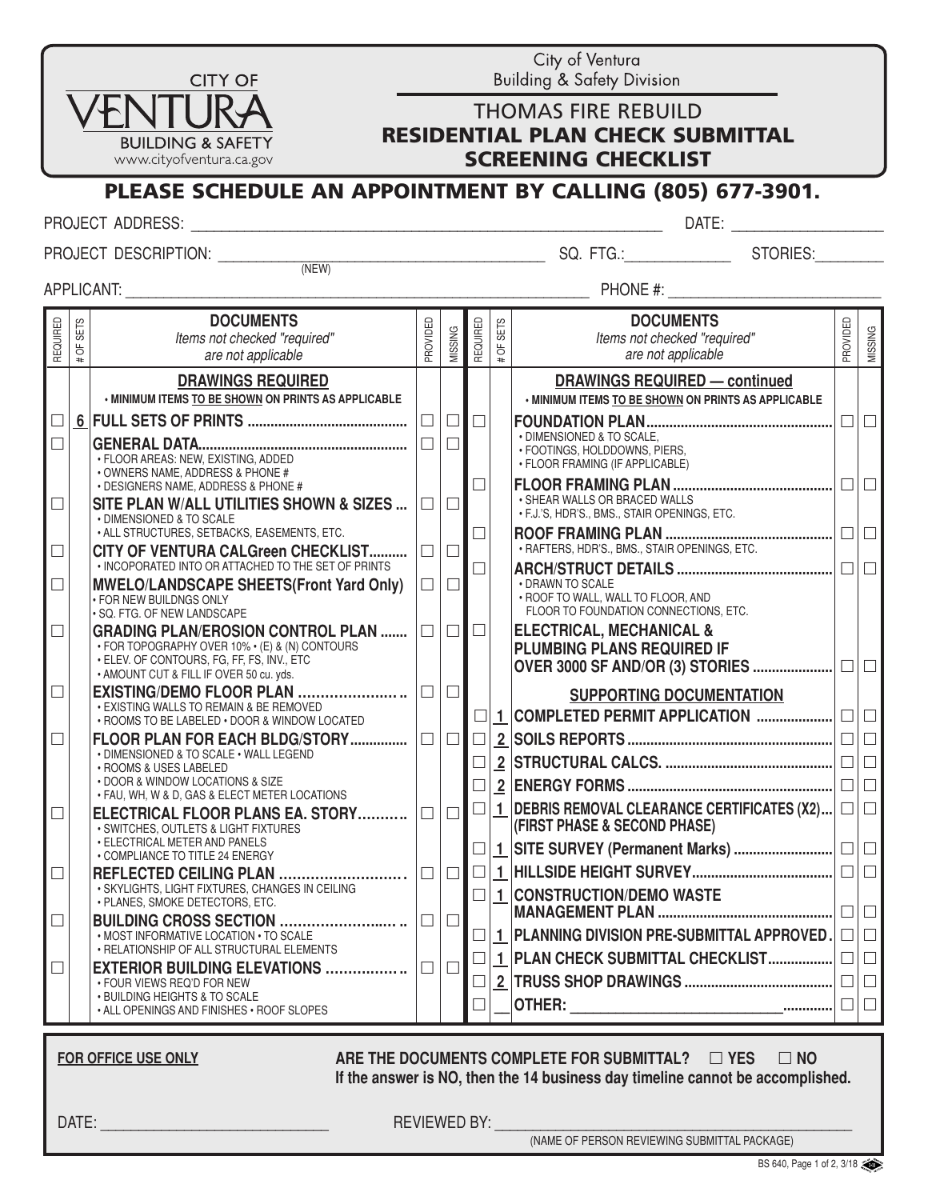CITY OF VENTURA
BUILDING & SAFETY
www.cityofventura.ca.gov

City of Ventura
Building & Safety Division

# THOMAS FIRE REBUILD
# RESIDENTIAL PLAN CHECK SUBMITTAL SCREENING CHECKLIST

## PLEASE SCHEDULE AN APPOINTMENT BY CALLING (805) 677-3901.

PROJECT ADDRESS: ______________________________ DATE: ______________

PROJECT DESCRIPTION: ______________________________ (NEW) SQ. FTG.: ______________ STORIES: ________

APPLICANT: ______________________________ PHONE #: ______________

| REQUIRED | # OF SETS | DOCUMENTS *Items not checked "required" are not applicable* | PROVIDED | MISSING |
|---|---|---|---|---|
| | | **DRAWINGS REQUIRED** • MINIMUM ITEMS TO BE SHOWN ON PRINTS AS APPLICABLE | | |
| ☐ | 6 | **FULL SETS OF PRINTS** | ☐ | ☐ |
| ☐ | | **GENERAL DATA** • FLOOR AREAS: NEW, EXISTING, ADDED • OWNERS NAME, ADDRESS & PHONE # • DESIGNERS NAME, ADDRESS & PHONE # | ☐ | ☐ |
| ☐ | | **SITE PLAN W/ALL UTILITIES SHOWN & SIZES** • DIMENSIONED & TO SCALE • ALL STRUCTURES, SETBACKS, EASEMENTS, ETC. | ☐ | ☐ |
| ☐ | | **CITY OF VENTURA CALGreen CHECKLIST** • INCORPORATED INTO OR ATTACHED TO THE SET OF PRINTS | ☐ | ☐ |
| ☐ | | **MWELO/LANDSCAPE SHEETS(Front Yard Only)** • FOR NEW BUILDNGS ONLY • SQ. FTG. OF NEW LANDSCAPE | ☐ | ☐ |
| ☐ | | **GRADING PLAN/EROSION CONTROL PLAN** • FOR TOPOGRAPHY OVER 10% • (E) & (N) CONTOURS • ELEV. OF CONTOURS, FG, FF, FS, INV., ETC • AMOUNT CUT & FILL IF OVER 50 cu. yds. | ☐ | ☐ |
| ☐ | | **EXISTING/DEMO FLOOR PLAN** • EXISTING WALLS TO REMAIN & BE REMOVED • ROOMS TO BE LABELED • DOOR & WINDOW LOCATED | ☐ | ☐ |
| ☐ | | **FLOOR PLAN FOR EACH BLDG/STORY** • DIMENSIONED & TO SCALE • WALL LEGEND • ROOMS & USES LABELED • DOOR & WINDOW LOCATIONS & SIZE • FAU, WH, W & D, GAS & ELECT METER LOCATIONS | ☐ | ☐ |
| ☐ | | **ELECTRICAL FLOOR PLANS EA. STORY** • SWITCHES, OUTLETS & LIGHT FIXTURES • ELECTRICAL METER AND PANELS • COMPLIANCE TO TITLE 24 ENERGY | ☐ | ☐ |
| ☐ | | **REFLECTED CEILING PLAN** • SKYLIGHTS, LIGHT FIXTURES, CHANGES IN CEILING • PLANES, SMOKE DETECTORS, ETC. | ☐ | ☐ |
| ☐ | | **BUILDING CROSS SECTION** • MOST INFORMATIVE LOCATION • TO SCALE • RELATIONSHIP OF ALL STRUCTURAL ELEMENTS | ☐ | ☐ |
| ☐ | | **EXTERIOR BUILDING ELEVATIONS** • FOUR VIEWS REQ'D FOR NEW • BUILDING HEIGHTS & TO SCALE • ALL OPENINGS AND FINISHES • ROOF SLOPES | ☐ | ☐ |
| | | **DRAWINGS REQUIRED — continued** • MINIMUM ITEMS TO BE SHOWN ON PRINTS AS APPLICABLE | | |
| ☐ | | **FOUNDATION PLAN** • DIMENSIONED & TO SCALE, • FOOTINGS, HOLDDOWNS, PIERS, • FLOOR FRAMING (IF APPLICABLE) | ☐ | ☐ |
| ☐ | | **FLOOR FRAMING PLAN** • SHEAR WALLS OR BRACED WALLS • F.J.'S, HDR'S., BMS., STAIR OPENINGS, ETC. | ☐ | ☐ |
| ☐ | | **ROOF FRAMING PLAN** • RAFTERS, HDR'S., BMS., STAIR OPENINGS, ETC. | ☐ | ☐ |
| ☐ | | **ARCH/STRUCT DETAILS** • DRAWN TO SCALE • ROOF TO WALL, WALL TO FLOOR, AND FLOOR TO FOUNDATION CONNECTIONS, ETC. | ☐ | ☐ |
| ☐ | | **ELECTRICAL, MECHANICAL & PLUMBING PLANS REQUIRED IF OVER 3000 SF AND/OR (3) STORIES** | ☐ | ☐ |
| | | **SUPPORTING DOCUMENTATION** | | |
| ☐ | 1 | **COMPLETED PERMIT APPLICATION** | ☐ | ☐ |
| ☐ | 2 | **SOILS REPORTS** | ☐ | ☐ |
| ☐ | 2 | **STRUCTURAL CALCS.** | ☐ | ☐ |
| ☐ | 2 | **ENERGY FORMS** | ☐ | ☐ |
| ☐ | 1 | **DEBRIS REMOVAL CLEARANCE CERTIFICATES (X2) (FIRST PHASE & SECOND PHASE)** | ☐ | ☐ |
| ☐ | 1 | **SITE SURVEY (Permanent Marks)** | ☐ | ☐ |
| ☐ | 1 | **HILLSIDE HEIGHT SURVEY** | ☐ | ☐ |
| ☐ | 1 | **CONSTRUCTION/DEMO WASTE MANAGEMENT PLAN** | ☐ | ☐ |
| ☐ | 1 | **PLANNING DIVISION PRE-SUBMITTAL APPROVED** | ☐ | ☐ |
| ☐ | 1 | **PLAN CHECK SUBMITTAL CHECKLIST** | ☐ | ☐ |
| ☐ | 2 | **TRUSS SHOP DRAWINGS** | ☐ | ☐ |
| ☐ | __ | **OTHER:** ______________________ | ☐ | ☐ |

**FOR OFFICE USE ONLY**

**ARE THE DOCUMENTS COMPLETE FOR SUBMITTAL? ☐ YES ☐ NO**
**If the answer is NO, then the 14 business day timeline cannot be accomplished.**

DATE: ______________________ REVIEWED BY: ______________________________
(NAME OF PERSON REVIEWING SUBMITTAL PACKAGE)

BS 640, Page 1 of 2, 3/18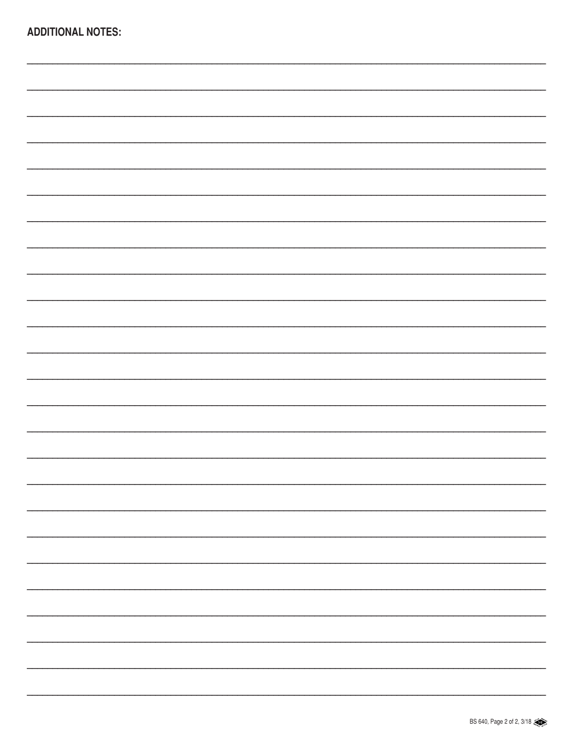**ADDITIONAL NOTES:**

_______________________________________________________________________________

_______________________________________________________________________________

_______________________________________________________________________________

_______________________________________________________________________________

_______________________________________________________________________________

_______________________________________________________________________________

_______________________________________________________________________________

_______________________________________________________________________________

_______________________________________________________________________________

_______________________________________________________________________________

_______________________________________________________________________________

_______________________________________________________________________________

_______________________________________________________________________________

_______________________________________________________________________________

_______________________________________________________________________________

_______________________________________________________________________________

_______________________________________________________________________________

_______________________________________________________________________________

_______________________________________________________________________________

_______________________________________________________________________________

_______________________________________________________________________________

_______________________________________________________________________________

_______________________________________________________________________________

_______________________________________________________________________________

_______________________________________________________________________________

BS 640, 3/18